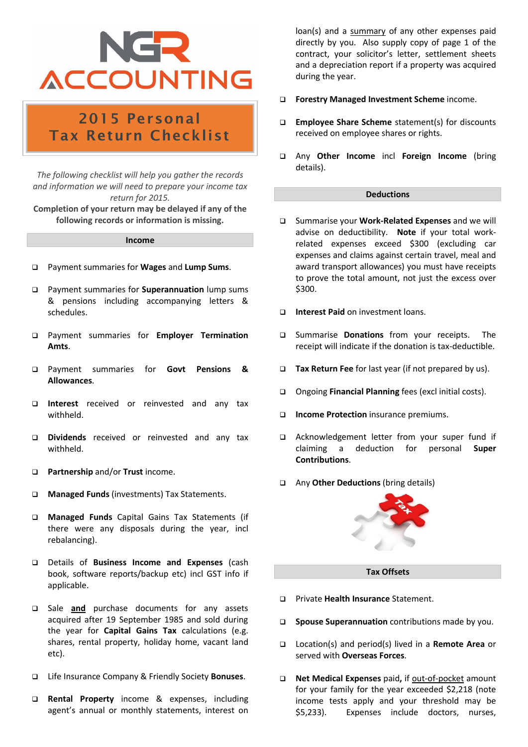# NGR ACCOUNTING

## 2015 Personal Tax Return Checklist

*The following checklist will help you gather the records and information we will need to prepare your income tax return for 2015.*

**Completion of your return may be delayed if any of the following records or information is missing.**

### Income

- ❑ Payment summaries for **Wages** and **Lump Sums**.
- ❑ Payment summaries for **Superannuation** lump sums & pensions including accompanying letters & schedules.
- ❑ Payment summaries for **Employer Termination Amts**.
- ❑ Payment summaries for **Govt Pensions & Allowances**.
- ❑ **Interest** received or reinvested and any tax withheld.
- ❑ **Dividends** received or reinvested and any tax withheld.
- ❑ **Partnership** and/or **Trust** income.
- ❑ **Managed Funds** (investments) Tax Statements.
- ❑ **Managed Funds** Capital Gains Tax Statements (if there were any disposals during the year, incl rebalancing).
- ❑ Details of **Business Income and Expenses** (cash book, software reports/backup etc) incl GST info if applicable.
- ❑ Sale **and** purchase documents for any assets acquired after 19 September 1985 and sold during the year for **Capital Gains Tax** calculations (e.g. shares, rental property, holiday home, vacant land etc).
- ❑ Life Insurance Company & Friendly Society **Bonuses**.
- ❑ **Rental Property** income & expenses, including agent's annual or monthly statements, interest on loan(s) and a summary of any other expenses paid directly by you. Also supply copy of page 1 of the contract, your solicitor's letter, settlement sheets and a depreciation report if a property was acquired during the year.
- ❑ **Forestry Managed Investment Scheme** income.
- ❑ **Employee Share Scheme** statement(s) for discounts received on employee shares or rights.
- ❑ Any **Other Income** incl **Foreign Income** (bring details).

### Deductions

- ❑ Summarise your **Work-Related Expenses** and we will advise on deductibility. **Note** if your total work-related expenses exceed $300 (excluding car expenses and claims against certain travel, meal and award transport allowances) you must have receipts to prove the total amount, not just the excess over $300.
- ❑ **Interest Paid** on investment loans.
- ❑ Summarise **Donations** from your receipts. The receipt will indicate if the donation is tax-deductible.
- ❑ **Tax Return Fee** for last year (if not prepared by us).
- ❑ Ongoing **Financial Planning** fees (excl initial costs).
- ❑ **Income Protection** insurance premiums.
- ❑ Acknowledgement letter from your super fund if claiming a deduction for personal **Super Contributions**.
- ❑ Any **Other Deductions** (bring details)

### Tax Offsets

- ❑ Private **Health Insurance** Statement.
- ❑ **Spouse Superannuation** contributions made by you.
- ❑ Location(s) and period(s) lived in a **Remote Area** or served with **Overseas Forces**.
- ❑ **Net Medical Expenses** paid, if out-of-pocket amount for your family for the year exceeded $2,218 (note income tests apply and your threshold may be $5,233). Expenses include doctors, nurses,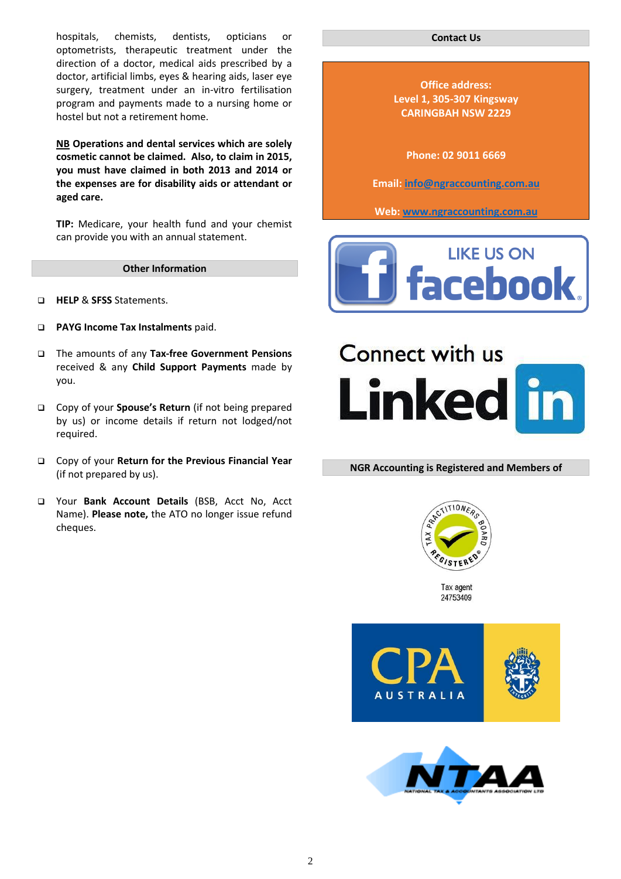hospitals, chemists, dentists, opticians or optometrists, therapeutic treatment under the direction of a doctor, medical aids prescribed by a doctor, artificial limbs, eyes & hearing aids, laser eye surgery, treatment under an in-vitro fertilisation program and payments made to a nursing home or hostel but not a retirement home.

**NB Operations and dental services which are solely cosmetic cannot be claimed. Also, to claim in 2015, you must have claimed in both 2013 and 2014 or the expenses are for disability aids or attendant or aged care.**

**TIP:** Medicare, your health fund and your chemist can provide you with an annual statement.

## Other Information

- **HELP** & **SFSS** Statements.
- **PAYG Income Tax Instalments** paid.
- The amounts of any **Tax-free Government Pensions** received & any **Child Support Payments** made by you.
- Copy of your **Spouse's Return** (if not being prepared by us) or income details if return not lodged/not required.
- Copy of your **Return for the Previous Financial Year** (if not prepared by us).
- Your **Bank Account Details** (BSB, Acct No, Acct Name). **Please note,** the ATO no longer issue refund cheques.

## Contact Us

**Office address:**
**Level 1, 305-307 Kingsway**
**CARINGBAH NSW 2229**

**Phone: 02 9011 6669**

**Email:** info@ngraccounting.com.au

**Web:** www.ngraccounting.com.au

LIKE US ON facebook

Connect with us LinkedIn

## NGR Accounting is Registered and Members of

TAX PRACTITIONERS BOARD REGISTERED

Tax agent
24753409

CPA AUSTRALIA

NTAA NATIONAL TAX & ACCOUNTANTS ASSOCIATION LTD